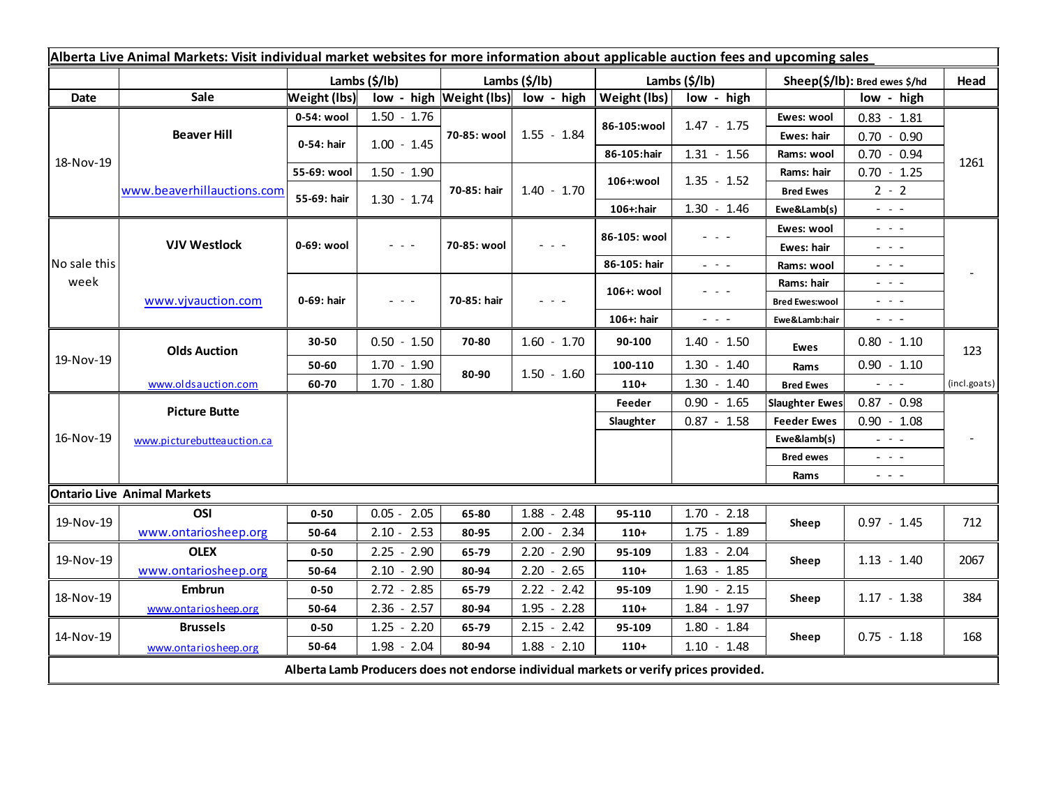**Alberta Live Animal Markets: Visit individual market websites for more information about applicable auction fees and upcoming sales**

| Date | Sale | Lambs ($/lb) Weight (lbs) | low - high | Lambs ($/lb) Weight (lbs) | low - high | Lambs ($/lb) Weight (lbs) | low - high | Sheep($/lb): Bred ewes $/hd | low - high | Head |
|---|---|---|---|---|---|---|---|---|---|---|
| 18-Nov-19 | Beaver Hill www.beaverhillauctions.com | 0-54: wool | 1.50 - 1.76 | 70-85: wool | 1.55 - 1.84 | 86-105:wool | 1.47 - 1.75 | Ewes: wool | 0.83 - 1.81 | 1261 |
| | | 0-54: hair | 1.00 - 1.45 | | | | | Ewes: hair | 0.70 - 0.90 | |
| | | | | | | 86-105:hair | 1.31 - 1.56 | Rams: wool | 0.70 - 0.94 | |
| | | 55-69: wool | 1.50 - 1.90 | 70-85: hair | 1.40 - 1.70 | 106+:wool | 1.35 - 1.52 | Rams: hair | 0.70 - 1.25 | |
| | | 55-69: hair | 1.30 - 1.74 | | | | | Bred Ewes | 2 - 2 | |
| | | | | | | 106+:hair | 1.30 - 1.46 | Ewe&Lamb(s) | - - - | |
| No sale this week | VJV Westlock www.vjvauction.com | 0-69: wool | - - - | 70-85: wool | - - - | 86-105: wool | - - - | Ewes: wool | - - - | - |
| | | | | | | | | Ewes: hair | - - - | |
| | | | | | | 86-105: hair | - - - | Rams: wool | - - - | |
| | | 0-69: hair | - - - | 70-85: hair | - - - | 106+: wool | - - - | Rams: hair | - - - | |
| | | | | | | | | Bred Ewes:wool | - - - | |
| | | | | | | 106+: hair | - - - | Ewe&Lamb:hair | - - - | |
| 19-Nov-19 | Olds Auction www.oldsauction.com | 30-50 | 0.50 - 1.50 | 70-80 | 1.60 - 1.70 | 90-100 | 1.40 - 1.50 | Ewes | 0.80 - 1.10 | 123 (incl.goats) |
| | | 50-60 | 1.70 - 1.90 | 80-90 | 1.50 - 1.60 | 100-110 | 1.30 - 1.40 | Rams | 0.90 - 1.10 | |
| | | 60-70 | 1.70 - 1.80 | | | 110+ | 1.30 - 1.40 | Bred Ewes | - - - | |
| 16-Nov-19 | Picture Butte www.picturebutteauction.ca | | | | | Feeder | 0.90 - 1.65 | Slaughter Ewes | 0.87 - 0.98 | - |
| | | | | | | Slaughter | 0.87 - 1.58 | Feeder Ewes | 0.90 - 1.08 | |
| | | | | | | | | Ewe&lamb(s) | - - - | |
| | | | | | | | | Bred ewes | - - - | |
| | | | | | | | | Rams | - - - | |
| **Ontario Live Animal Markets** | | | | | | | | | | |
| 19-Nov-19 | OSI www.ontariosheep.org | 0-50 | 0.05 - 2.05 | 65-80 | 1.88 - 2.48 | 95-110 | 1.70 - 2.18 | Sheep | 0.97 - 1.45 | 712 |
| | | 50-64 | 2.10 - 2.53 | 80-95 | 2.00 - 2.34 | 110+ | 1.75 - 1.89 | | | |
| 19-Nov-19 | OLEX www.ontariosheep.org | 0-50 | 2.25 - 2.90 | 65-79 | 2.20 - 2.90 | 95-109 | 1.83 - 2.04 | Sheep | 1.13 - 1.40 | 2067 |
| | | 50-64 | 2.10 - 2.90 | 80-94 | 2.20 - 2.65 | 110+ | 1.63 - 1.85 | | | |
| 18-Nov-19 | Embrun www.ontariosheep.org | 0-50 | 2.72 - 2.85 | 65-79 | 2.22 - 2.42 | 95-109 | 1.90 - 2.15 | Sheep | 1.17 - 1.38 | 384 |
| | | 50-64 | 2.36 - 2.57 | 80-94 | 1.95 - 2.28 | 110+ | 1.84 - 1.97 | | | |
| 14-Nov-19 | Brussels www.ontariosheep.org | 0-50 | 1.25 - 2.20 | 65-79 | 2.15 - 2.42 | 95-109 | 1.80 - 1.84 | Sheep | 0.75 - 1.18 | 168 |
| | | 50-64 | 1.98 - 2.04 | 80-94 | 1.88 - 2.10 | 110+ | 1.10 - 1.48 | | | |

**Alberta Lamb Producers does not endorse individual markets or verify prices provided.**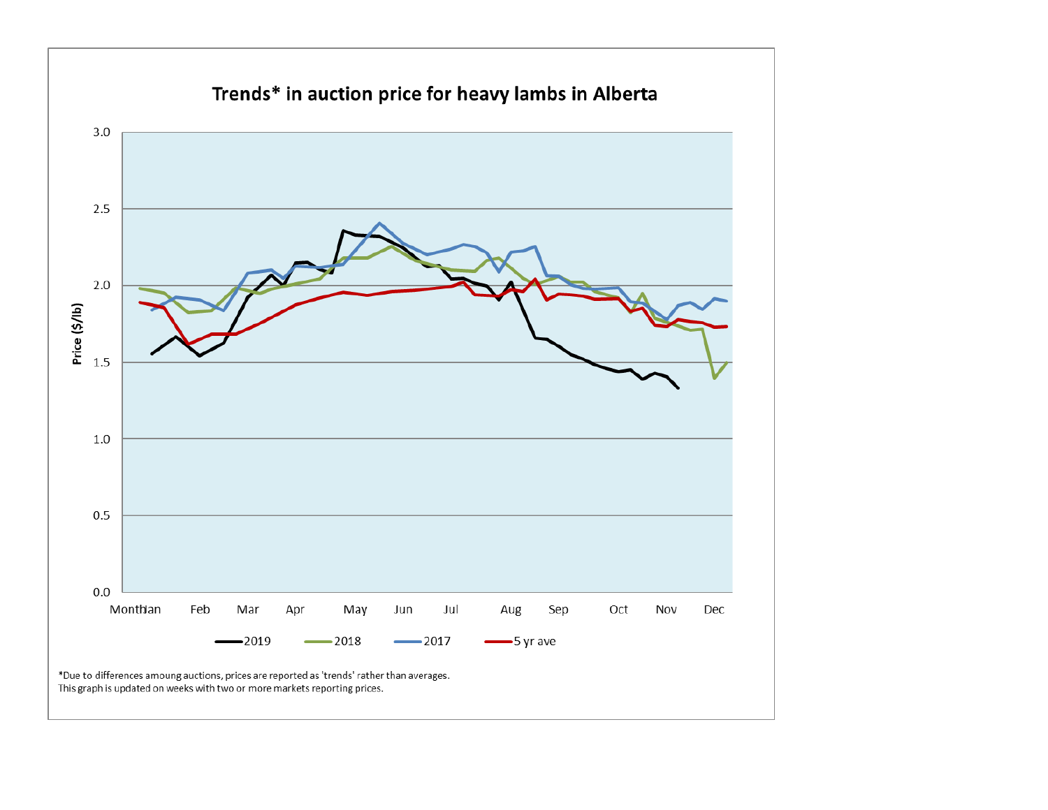## Trends* in auction price for heavy lambs in Alberta

Price ($/lb)

3.0
2.5
2.0
1.5
1.0
0.5
0.0

Month Jan Feb Mar Apr May Jun Jul Aug Sep Oct Nov Dec

2019 2018 2017 5 yr ave

*Due to differences amoung auctions, prices are reported as 'trends' rather than averages.
This graph is updated on weeks with two or more markets reporting prices.